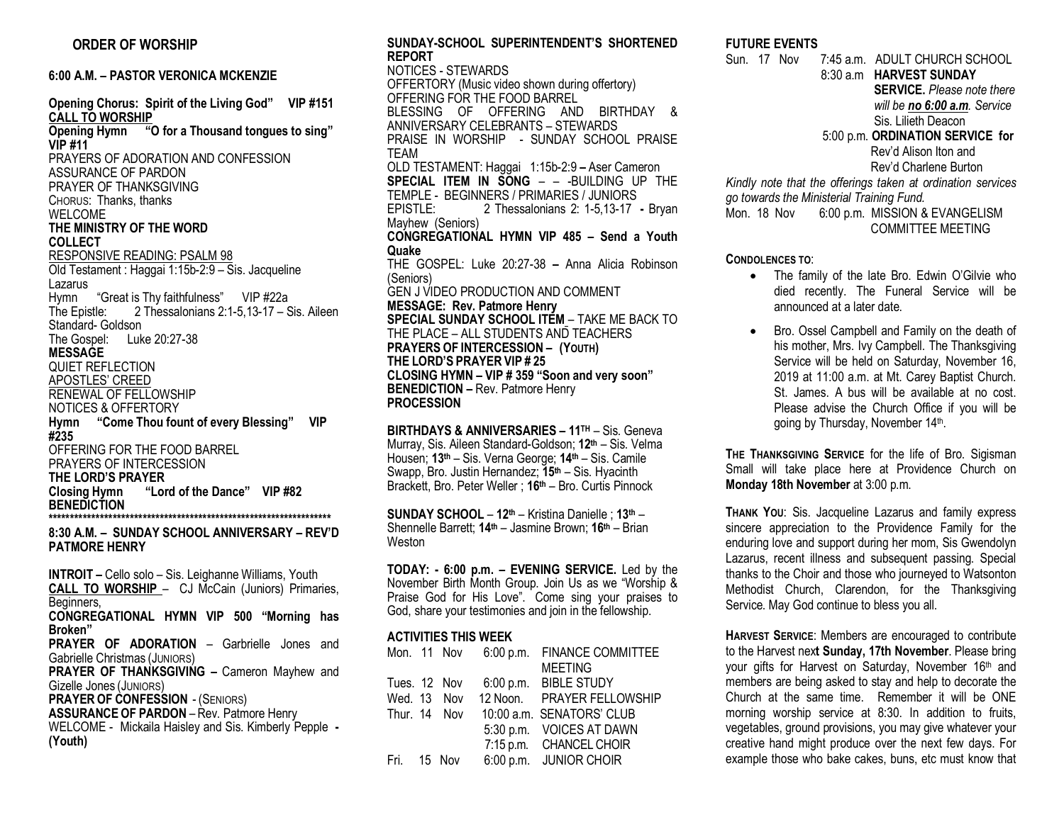## ORDER OF WORSHIP

### 6:00 A.M. – PASTOR VERONICA MCKENZIE

**Opening Chorus: Spirit of the Living God" VIP #151**

**CALL TO WORSHIP**

**Opening Hymn "O for a Thousand tongues to sing" VIP #11**

PRAYERS OF ADORATION AND CONFESSION

ASSURANCE OF PARDON

PRAYER OF THANKSGIVING

CHORUS: Thanks, thanks

WELCOME

**THE MINISTRY OF THE WORD**

**COLLECT**

RESPONSIVE READING: PSALM 98

Old Testament : Haggai 1:15b-2:9 – Sis. Jacqueline Lazarus

Hymn "Great is Thy faithfulness" VIP #22a

The Epistle: 2 Thessalonians 2:1-5,13-17 – Sis. Aileen Standard- Goldson

The Gospel: Luke 20:27-38

**MESSAGE**

QUIET REFLECTION

APOSTLES' CREED

RENEWAL OF FELLOWSHIP

NOTICES & OFFERTORY

**Hymn "Come Thou fount of every Blessing" VIP #235**

OFFERING FOR THE FOOD BARREL

PRAYERS OF INTERCESSION

**THE LORD'S PRAYER**

**Closing Hymn "Lord of the Dance" VIP #82**

**BENEDICTION**

**********************************************************************

### 8:30 A.M. – SUNDAY SCHOOL ANNIVERSARY – REV'D PATMORE HENRY

**INTROIT –** Cello solo – Sis. Leighanne Williams, Youth

**CALL TO WORSHIP** – CJ McCain (Juniors) Primaries, Beginners,

**CONGREGATIONAL HYMN VIP 500 "Morning has Broken"**

**PRAYER OF ADORATION** – Garbrielle Jones and Gabrielle Christmas (JUNIORS)

**PRAYER OF THANKSGIVING –** Cameron Mayhew and Gizelle Jones (JUNIORS)

**PRAYER OF CONFESSION** - (SENIORS)

**ASSURANCE OF PARDON** – Rev. Patmore Henry

WELCOME - Mickaila Haisley and Sis. Kimberly Pepple **- (Youth)**

**SUNDAY-SCHOOL SUPERINTENDENT'S SHORTENED REPORT**

NOTICES - STEWARDS

OFFERTORY (Music video shown during offertory)

OFFERING FOR THE FOOD BARREL

BLESSING OF OFFERING AND BIRTHDAY & ANNIVERSARY CELEBRANTS – STEWARDS

PRAISE IN WORSHIP - SUNDAY SCHOOL PRAISE TEAM

OLD TESTAMENT: Haggai 1:15b-2:9 **–** Aser Cameron

**SPECIAL ITEM IN SONG** – – -BUILDING UP THE TEMPLE - BEGINNERS / PRIMARIES / JUNIORS

EPISTLE: 2 Thessalonians 2: 1-5,13-17 **-** Bryan Mayhew (Seniors)

**CONGREGATIONAL HYMN VIP 485 – Send a Youth Quake**

THE GOSPEL: Luke 20:27-38 **–** Anna Alicia Robinson (Seniors)

GEN J VIDEO PRODUCTION AND COMMENT

**MESSAGE: Rev. Patmore Henry**

**SPECIAL SUNDAY SCHOOL ITEM** – TAKE ME BACK TO THE PLACE – ALL STUDENTS AND TEACHERS

**PRAYERS OF INTERCESSION – (YOUTH)**

**THE LORD'S PRAYER VIP # 25**

**CLOSING HYMN – VIP # 359 "Soon and very soon"**

**BENEDICTION –** Rev. Patmore Henry

**PROCESSION**

**BIRTHDAYS & ANNIVERSARIES – 11TH** – Sis. Geneva Murray, Sis. Aileen Standard-Goldson; **12th** – Sis. Velma Housen; **13th** – Sis. Verna George; **14th** – Sis. Camile Swapp, Bro. Justin Hernandez; **15th** – Sis. Hyacinth Brackett, Bro. Peter Weller ; **16th** – Bro. Curtis Pinnock

**SUNDAY SCHOOL** – **12th** – Kristina Danielle ; **13th** – Shennelle Barrett; **14th** – Jasmine Brown; **16th** – Brian Weston

**TODAY: - 6:00 p.m. – EVENING SERVICE.** Led by the November Birth Month Group. Join Us as we "Worship & Praise God for His Love". Come sing your praises to God, share your testimonies and join in the fellowship.

**ACTIVITIES THIS WEEK**

| | | |
|---|---|---|
| Mon. 11 Nov | 6:00 p.m. | FINANCE COMMITTEE MEETING |
| Tues. 12 Nov | 6:00 p.m. | BIBLE STUDY |
| Wed. 13 Nov | 12 Noon. | PRAYER FELLOWSHIP |
| Thur. 14 Nov | 10:00 a.m. | SENATORS' CLUB |
| | 5:30 p.m. | VOICES AT DAWN |
| | 7:15 p.m. | CHANCEL CHOIR |
| Fri. 15 Nov | 6:00 p.m. | JUNIOR CHOIR |

**FUTURE EVENTS**

| | | |
|---|---|---|
| Sun. 17 Nov | 7:45 a.m. | ADULT CHURCH SCHOOL |
| | 8:30 a.m | **HARVEST SUNDAY SERVICE.** *Please note there will be **no 6:00 a.m**. Service* Sis. Lilieth Deacon |
| | 5:00 p.m. | **ORDINATION SERVICE for** Rev'd Alison Iton and Rev'd Charlene Burton |

*Kindly note that the offerings taken at ordination services go towards the Ministerial Training Fund.*

| | | |
|---|---|---|
| Mon. 18 Nov | 6:00 p.m. | MISSION & EVANGELISM COMMITTEE MEETING |

**CONDOLENCES TO**:

- The family of the late Bro. Edwin O'Gilvie who died recently. The Funeral Service will be announced at a later date.
- Bro. Ossel Campbell and Family on the death of his mother, Mrs. Ivy Campbell. The Thanksgiving Service will be held on Saturday, November 16, 2019 at 11:00 a.m. at Mt. Carey Baptist Church. St. James. A bus will be available at no cost. Please advise the Church Office if you will be going by Thursday, November 14th.

**THE THANKSGIVING SERVICE** for the life of Bro. Sigisman Small will take place here at Providence Church on **Monday 18th November** at 3:00 p.m.

**THANK YOU**: Sis. Jacqueline Lazarus and family express sincere appreciation to the Providence Family for the enduring love and support during her mom, Sis Gwendolyn Lazarus, recent illness and subsequent passing. Special thanks to the Choir and those who journeyed to Watsonton Methodist Church, Clarendon, for the Thanksgiving Service. May God continue to bless you all.

**HARVEST SERVICE**: Members are encouraged to contribute to the Harvest ne**xt Sunday, 17th November**. Please bring your gifts for Harvest on Saturday, November 16th and members are being asked to stay and help to decorate the Church at the same time. Remember it will be ONE morning worship service at 8:30. In addition to fruits, vegetables, ground provisions, you may give whatever your creative hand might produce over the next few days. For example those who bake cakes, buns, etc must know that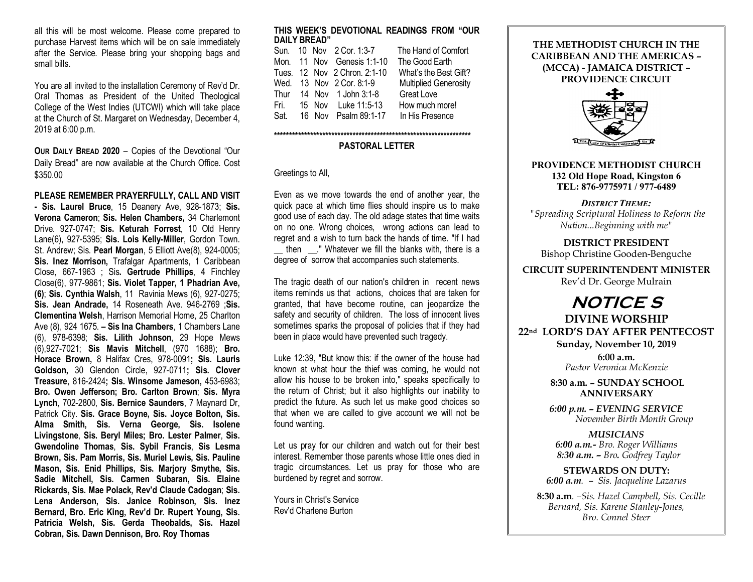all this will be most welcome. Please come prepared to purchase Harvest items which will be on sale immediately after the Service. Please bring your shopping bags and small bills.

You are all invited to the installation Ceremony of Rev'd Dr. Oral Thomas as President of the United Theological College of the West Indies (UTCWI) which will take place at the Church of St. Margaret on Wednesday, December 4, 2019 at 6:00 p.m.

**OUR DAILY BREAD 2020** – Copies of the Devotional "Our Daily Bread" are now available at the Church Office. Cost $350.00

**PLEASE REMEMBER PRAYERFULLY, CALL AND VISIT - Sis. Laurel Bruce**, 15 Deanery Ave, 928-1873; **Sis. Verona Cameron**; **Sis. Helen Chambers,** 34 Charlemont Drive. 927-0747; **Sis. Keturah Forrest**, 10 Old Henry Lane(6), 927-5395; **Sis. Lois Kelly-Miller**, Gordon Town. St. Andrew; Sis. **Pearl Morgan**, 5 Elliott Ave(8), 924-0005; **Sis. Inez Morrison,** Trafalgar Apartments, 1 Caribbean Close, 667-1963 ; Sis**. Gertrude Phillips**, 4 Finchley Close(6), 977-9861; **Sis. Violet Tapper, 1 Phadrian Ave, (6)**; **Sis. Cynthia Walsh**, 11 Ravinia Mews (6), 927-0275; **Sis. Jean Andrade,** 14 Roseneath Ave. 946-2769 ;**Sis. Clementina Welsh**, Harrison Memorial Home, 25 Charlton Ave (8), 924 1675. **– Sis Ina Chambers**, 1 Chambers Lane (6), 978-6398; **Sis. Lilith Johnson**, 29 Hope Mews (6),927-7021; **Sis Mavis Mitchell**, (970 1688); **Bro. Horace Brown,** 8 Halifax Cres, 978-0091**; Sis. Lauris Goldson,** 30 Glendon Circle, 927-0711**; Sis. Clover Treasure**, 816-2424**; Sis. Winsome Jameson,** 453-6983; **Bro. Owen Jefferson; Bro. Carlton Brown**; **Sis. Myra Lynch**, 702-2800, **Sis. Bernice Saunders**, 7 Maynard Dr, Patrick City. **Sis. Grace Boyne, Sis. Joyce Bolton, Sis. Alma Smith, Sis. Verna George, Sis. Isolene Livingstone**, **Sis. Beryl Miles; Bro. Lester Palmer**, **Sis. Gwendoline Thomas**, **Sis. Sybil Francis**, **Sis Lesma Brown, Sis. Pam Morris, Sis. Muriel Lewis, Sis. Pauline Mason, Sis. Enid Phillips, Sis. Marjory Smythe, Sis. Sadie Mitchell, Sis. Carmen Subaran, Sis. Elaine Rickards, Sis. Mae Polack, Rev'd Claude Cadogan**; **Sis. Lena Anderson, Sis. Janice Robinson, Sis. Inez Bernard, Bro. Eric King, Rev'd Dr. Rupert Young, Sis. Patricia Welsh, Sis. Gerda Theobalds, Sis. Hazel Cobran, Sis. Dawn Dennison, Bro. Roy Thomas**

**THIS WEEK'S DEVOTIONAL READINGS FROM "OUR DAILY BREAD"**

| | | | | |
|---|---|---|---|---|
| Sun. | 10 | Nov | 2 Cor. 1:3-7 | The Hand of Comfort |
| Mon. | 11 | Nov | Genesis 1:1-10 | The Good Earth |
| Tues. | 12 | Nov | 2 Chron. 2:1-10 | What's the Best Gift? |
| Wed. | 13 | Nov | 2 Cor. 8:1-9 | Multiplied Generosity |
| Thur | 14 | Nov | 1 John 3:1-8 | Great Love |
| Fri. | 15 | Nov | Luke 11:5-13 | How much more! |
| Sat. | 16 | Nov | Psalm 89:1-17 | In His Presence |

*******************************************************************

**PASTORAL LETTER**

Greetings to All,

Even as we move towards the end of another year, the quick pace at which time flies should inspire us to make good use of each day. The old adage states that time waits on no one. Wrong choices, wrong actions can lead to regret and a wish to turn back the hands of time. "If I had __ then __." Whatever we fill the blanks with, there is a degree of sorrow that accompanies such statements.

The tragic death of our nation's children in recent news items reminds us that actions, choices that are taken for granted, that have become routine, can jeopardize the safety and security of children. The loss of innocent lives sometimes sparks the proposal of policies that if they had been in place would have prevented such tragedy.

Luke 12:39, "But know this: if the owner of the house had known at what hour the thief was coming, he would not allow his house to be broken into," speaks specifically to the return of Christ; but it also highlights our inability to predict the future. As such let us make good choices so that when we are called to give account we will not be found wanting.

Let us pray for our children and watch out for their best interest. Remember those parents whose little ones died in tragic circumstances. Let us pray for those who are burdened by regret and sorrow.

Yours in Christ's Service
Rev'd Charlene Burton

**THE METHODIST CHURCH IN THE CARIBBEAN AND THE AMERICAS – (MCCA) - JAMAICA DISTRICT – PROVIDENCE CIRCUIT**

The Love of Christ Constrains Us

**PROVIDENCE METHODIST CHURCH**
**132 Old Hope Road, Kingston 6**
**TEL: 876-9775971 / 977-6489**

***DISTRICT THEME:***
*"Spreading Scriptural Holiness to Reform the Nation...Beginning with me"*

**DISTRICT PRESIDENT**
Bishop Christine Gooden-Benguche

**CIRCUIT SUPERINTENDENT MINISTER**
Rev'd Dr. George Mulrain

# NOTICE S

**DIVINE WORSHIP**
**22nd LORD'S DAY AFTER PENTECOST**
**Sunday, November 10, 2019**

**6:00 a.m.**
*Pastor Veronica McKenzie*

**8:30 a.m. – SUNDAY SCHOOL ANNIVERSARY**

***6:00 p.m. – EVENING SERVICE***
*November Birth Month Group*

***MUSICIANS***
***6:00 a.m.****- Bro. Roger Williams*
***8:30 a.m. –*** *Bro. Godfrey Taylor*

**STEWARDS ON DUTY:**
***6:00 a.m***. – *Sis. Jacqueline Lazarus*

**8:30 a.m**. –*Sis. Hazel Campbell, Sis. Cecille Bernard, Sis. Karene Stanley-Jones, Bro. Connel Steer*